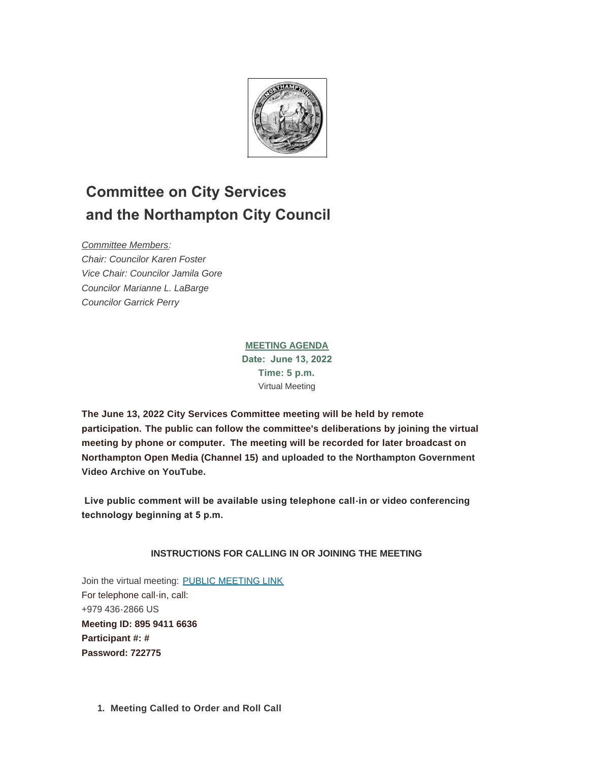# Committee on City Services and the Northampton City Council

*Committee Members:*
*Chair: Councilor Karen Foster*
*Vice Chair: Councilor Jamila Gore*
*Councilor Marianne L. LaBarge*
*Councilor Garrick Perry*

**MEETING AGENDA**
**Date: June 13, 2022**
**Time: 5 p.m.**
Virtual Meeting

**The June 13, 2022 City Services Committee meeting will be held by remote participation. The public can follow the committee's deliberations by joining the virtual meeting by phone or computer. The meeting will be recorded for later broadcast on Northampton Open Media (Channel 15) and uploaded to the Northampton Government Video Archive on YouTube.**

**Live public comment will be available using telephone call-in or video conferencing technology beginning at 5 p.m.**

**INSTRUCTIONS FOR CALLING IN OR JOINING THE MEETING**

Join the virtual meeting: PUBLIC MEETING LINK
For telephone call-in, call:
+979 436-2866 US
**Meeting ID: 895 9411 6636**
**Participant #: #**
**Password: 722775**

1. **Meeting Called to Order and Roll Call**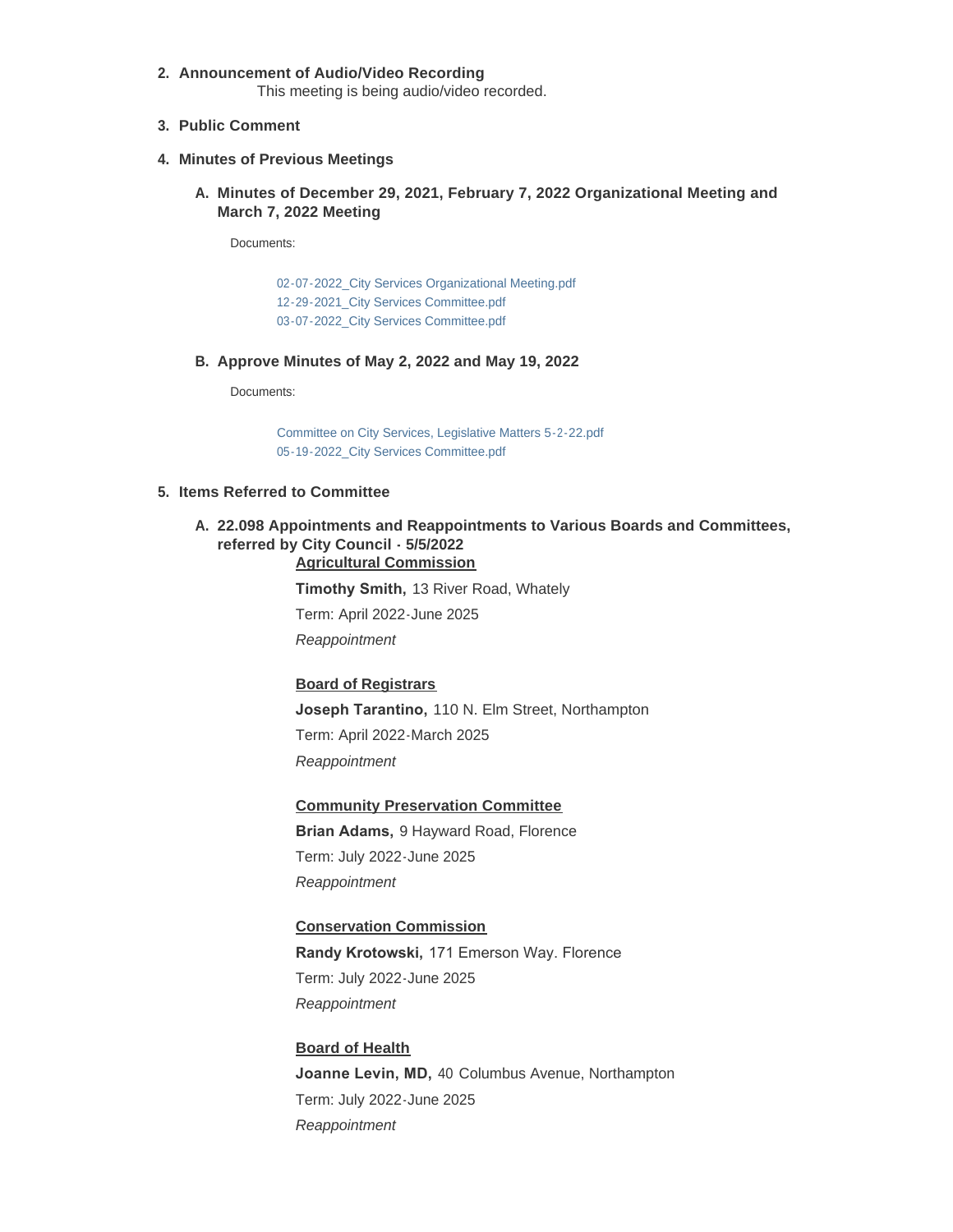2. **Announcement of Audio/Video Recording**

   This meeting is being audio/video recorded.

3. **Public Comment**

4. **Minutes of Previous Meetings**

   A. **Minutes of December 29, 2021, February 7, 2022 Organizational Meeting and March 7, 2022 Meeting**

      Documents:

      02-07-2022_City Services Organizational Meeting.pdf
      12-29-2021_City Services Committee.pdf
      03-07-2022_City Services Committee.pdf

   B. **Approve Minutes of May 2, 2022 and May 19, 2022**

      Documents:

      Committee on City Services, Legislative Matters 5-2-22.pdf
      05-19-2022_City Services Committee.pdf

5. **Items Referred to Committee**

   A. **22.098 Appointments and Reappointments to Various Boards and Committees, referred by City Council - 5/5/2022**

      **Agricultural Commission**

      **Timothy Smith,** 13 River Road, Whately
      Term: April 2022-June 2025
      *Reappointment*

      **Board of Registrars**

      **Joseph Tarantino,** 110 N. Elm Street, Northampton
      Term: April 2022-March 2025
      *Reappointment*

      **Community Preservation Committee**

      **Brian Adams,** 9 Hayward Road, Florence
      Term: July 2022-June 2025
      *Reappointment*

      **Conservation Commission**

      **Randy Krotowski,** 171 Emerson Way. Florence
      Term: July 2022-June 2025
      *Reappointment*

      **Board of Health**

      **Joanne Levin, MD,** 40 Columbus Avenue, Northampton
      Term: July 2022-June 2025
      *Reappointment*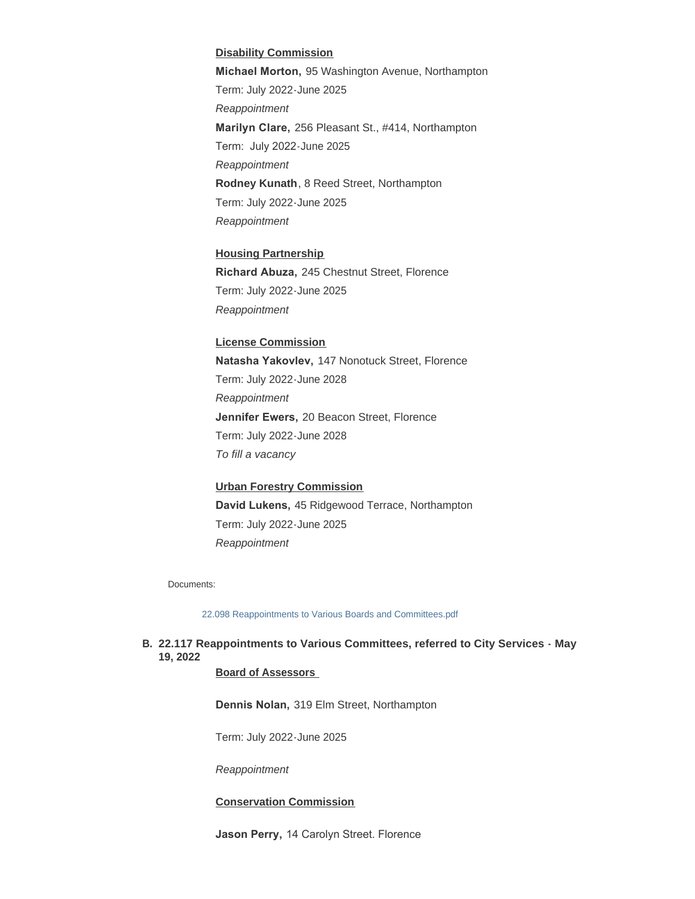**Disability Commission**

**Michael Morton,** 95 Washington Avenue, Northampton

Term: July 2022-June 2025

*Reappointment*

**Marilyn Clare,** 256 Pleasant St., #414, Northampton

Term: July 2022-June 2025

*Reappointment*

**Rodney Kunath**, 8 Reed Street, Northampton

Term: July 2022-June 2025

*Reappointment*

**Housing Partnership**

**Richard Abuza,** 245 Chestnut Street, Florence

Term: July 2022-June 2025

*Reappointment*

**License Commission**

**Natasha Yakovlev,** 147 Nonotuck Street, Florence

Term: July 2022-June 2028

*Reappointment*

**Jennifer Ewers,** 20 Beacon Street, Florence

Term: July 2022-June 2028

*To fill a vacancy*

**Urban Forestry Commission**

**David Lukens,** 45 Ridgewood Terrace, Northampton

Term: July 2022-June 2025

*Reappointment*

Documents:

22.098 Reappointments to Various Boards and Committees.pdf

**B. 22.117 Reappointments to Various Committees, referred to City Services - May 19, 2022**

**Board of Assessors**

**Dennis Nolan,** 319 Elm Street, Northampton

Term: July 2022-June 2025

*Reappointment*

**Conservation Commission**

**Jason Perry,** 14 Carolyn Street. Florence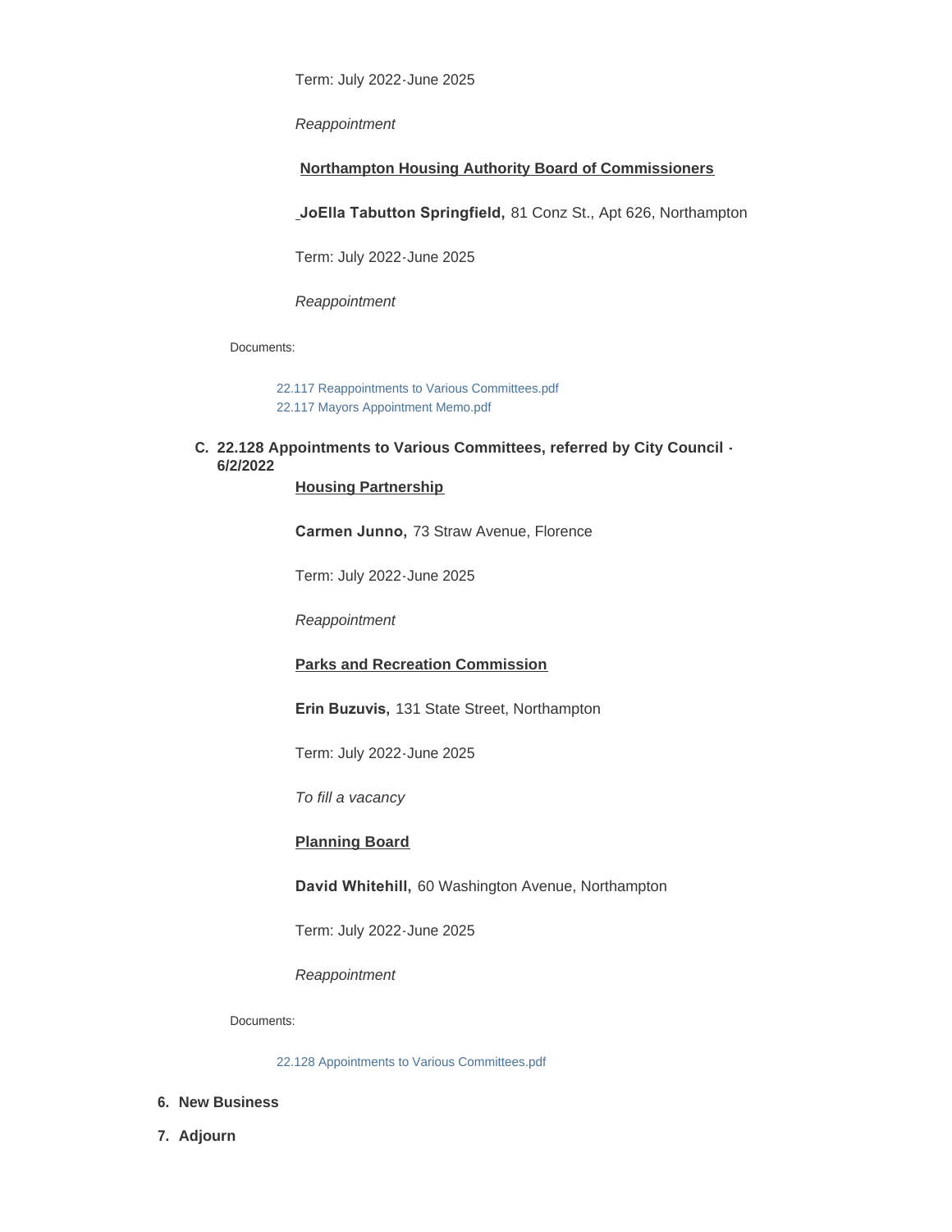Term: July 2022-June 2025

*Reappointment*

**Northampton Housing Authority Board of Commissioners**

**JoElla Tabutton Springfield,** 81 Conz St., Apt 626, Northampton

Term: July 2022-June 2025

*Reappointment*

Documents:

22.117 Reappointments to Various Committees.pdf
22.117 Mayors Appointment Memo.pdf

C. **22.128 Appointments to Various Committees, referred by City Council - 6/2/2022**

**Housing Partnership**

**Carmen Junno,** 73 Straw Avenue, Florence

Term: July 2022-June 2025

*Reappointment*

**Parks and Recreation Commission**

**Erin Buzuvis,** 131 State Street, Northampton

Term: July 2022-June 2025

*To fill a vacancy*

**Planning Board**

**David Whitehill,** 60 Washington Avenue, Northampton

Term: July 2022-June 2025

*Reappointment*

Documents:

22.128 Appointments to Various Committees.pdf

6. **New Business**
7. **Adjourn**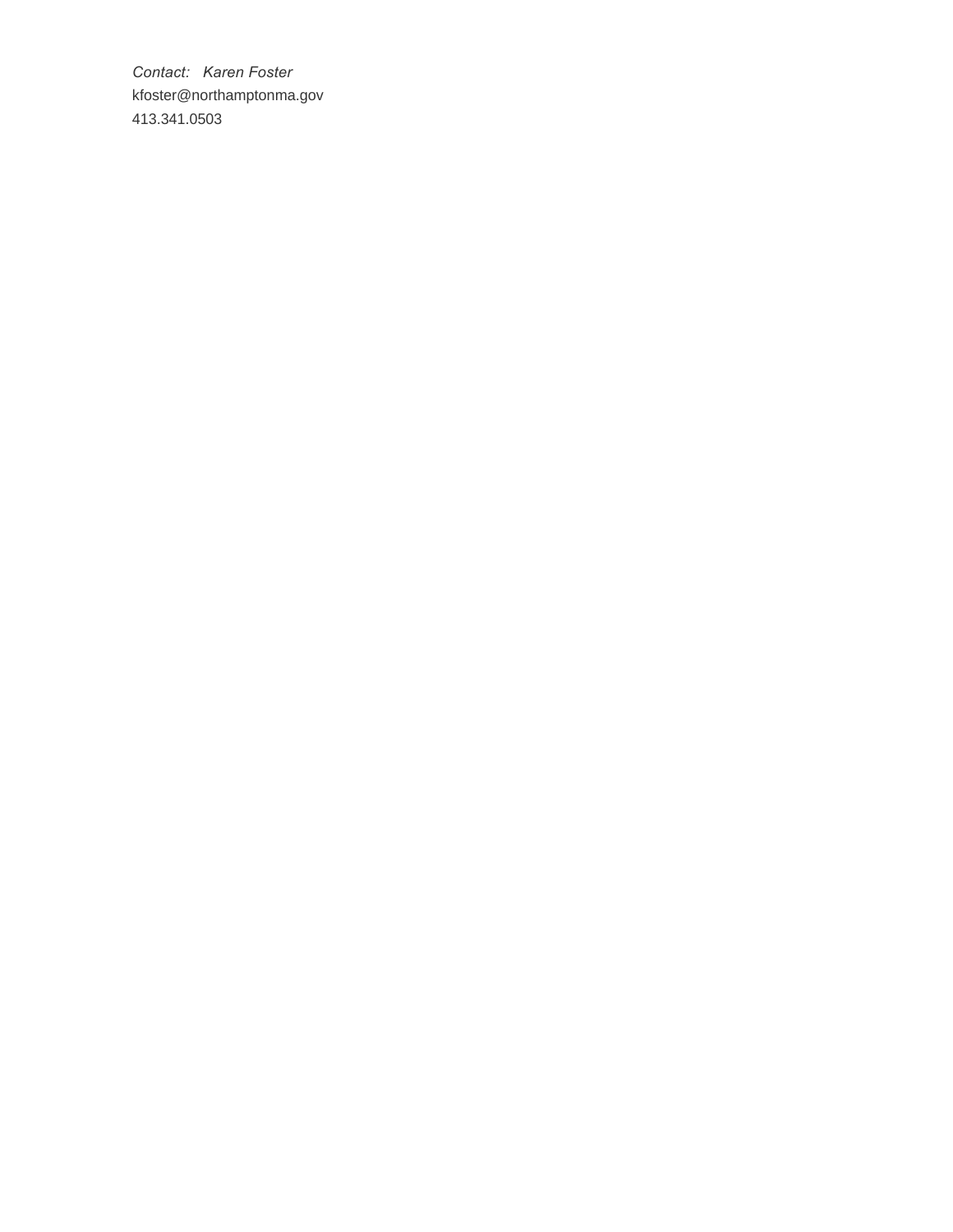*Contact: Karen Foster*
kfoster@northamptonma.gov
413.341.0503